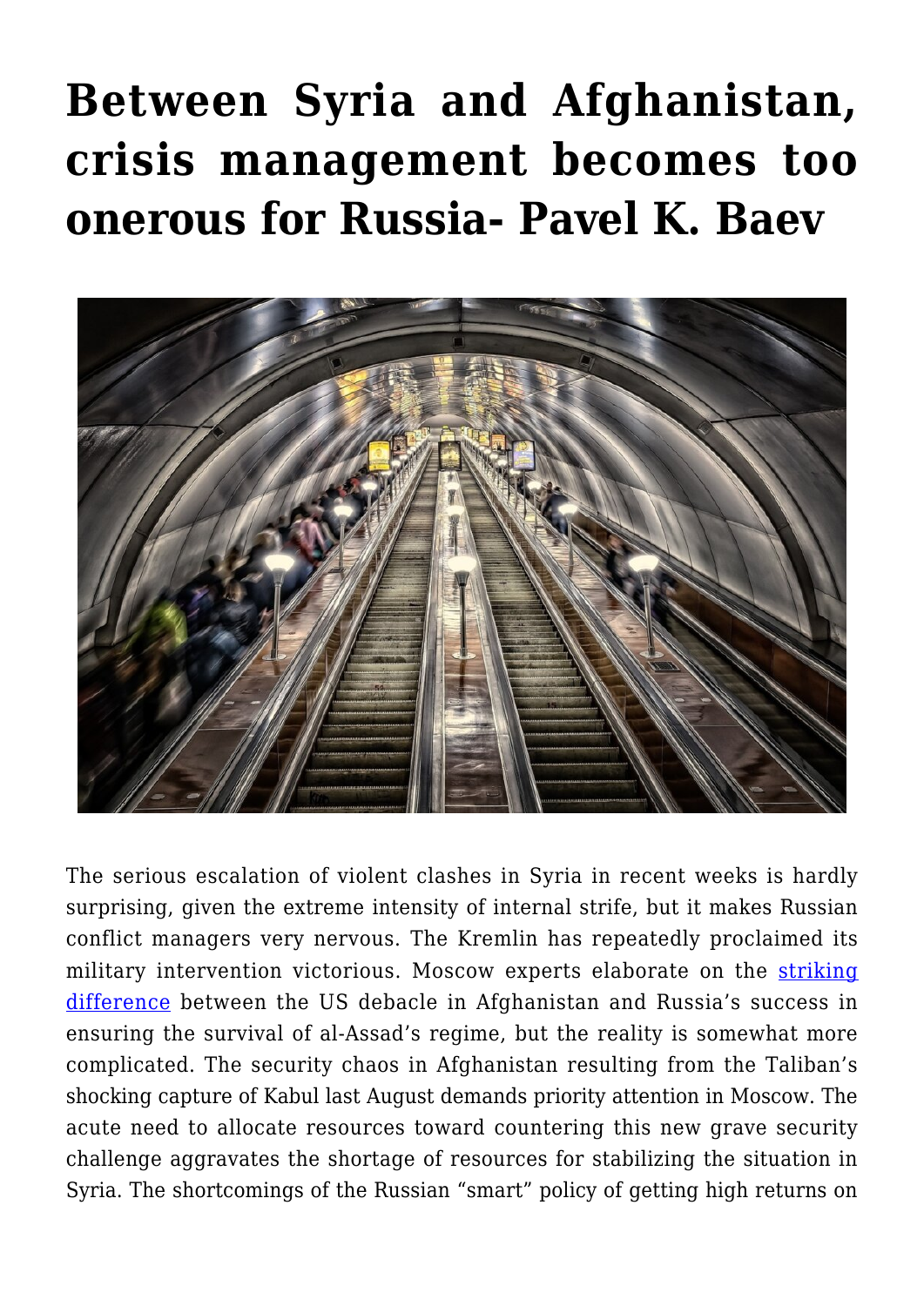# Between Syria and Afghanistan, crisis management becomes too onerous for Russia- Pavel K. Baev

The serious escalation of violent clashes in Syria in recent weeks is hardly surprising, given the extreme intensity of internal strife, but it makes Russian conflict managers very nervous. The Kremlin has repeatedly proclaimed its military intervention victorious. Moscow experts elaborate on the striking difference between the US debacle in Afghanistan and Russia's success in ensuring the survival of al-Assad's regime, but the reality is somewhat more complicated. The security chaos in Afghanistan resulting from the Taliban's shocking capture of Kabul last August demands priority attention in Moscow. The acute need to allocate resources toward countering this new grave security challenge aggravates the shortage of resources for stabilizing the situation in Syria. The shortcomings of the Russian "smart" policy of getting high returns on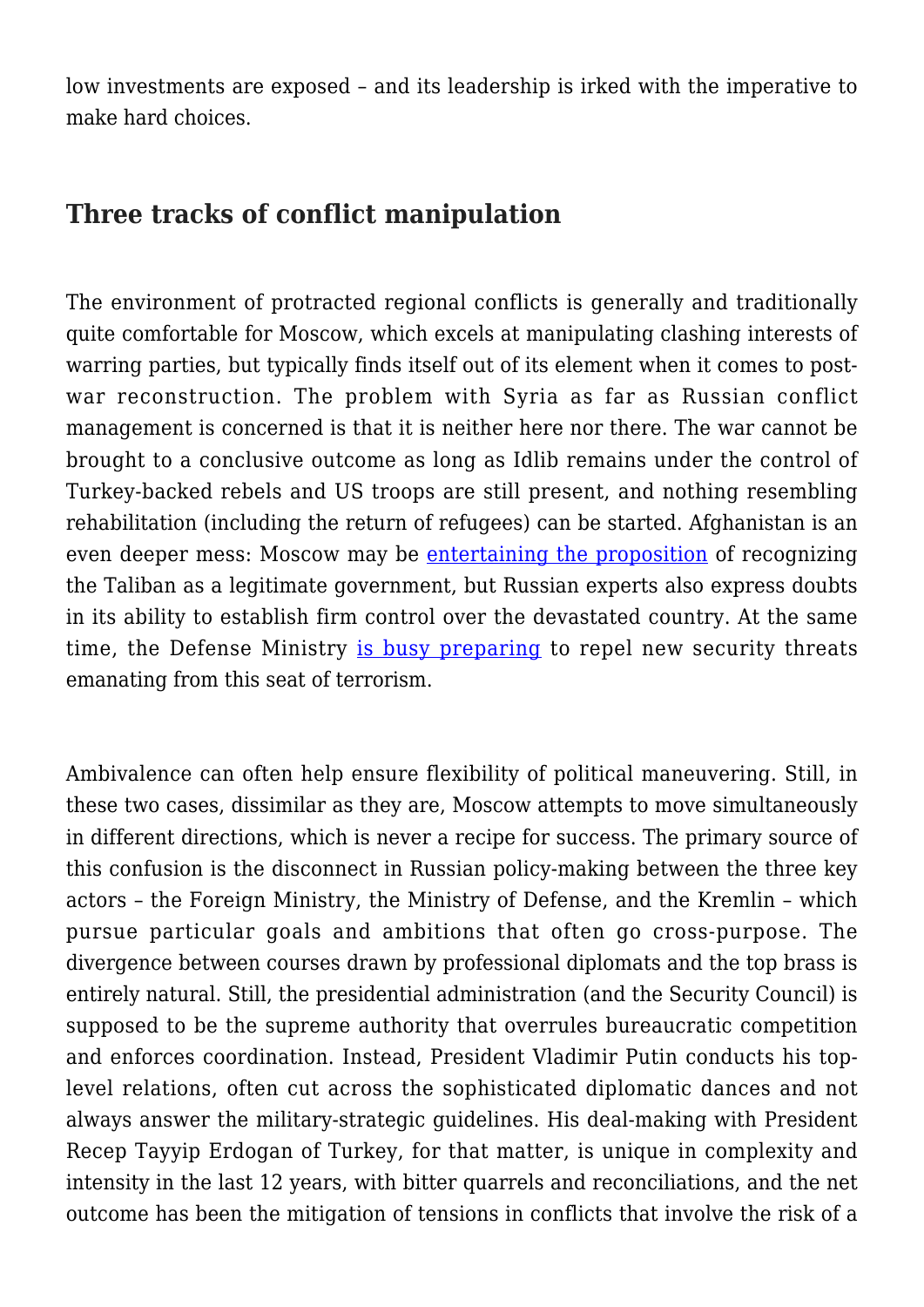low investments are exposed – and its leadership is irked with the imperative to make hard choices.

## Three tracks of conflict manipulation

The environment of protracted regional conflicts is generally and traditionally quite comfortable for Moscow, which excels at manipulating clashing interests of warring parties, but typically finds itself out of its element when it comes to post-war reconstruction. The problem with Syria as far as Russian conflict management is concerned is that it is neither here nor there. The war cannot be brought to a conclusive outcome as long as Idlib remains under the control of Turkey-backed rebels and US troops are still present, and nothing resembling rehabilitation (including the return of refugees) can be started. Afghanistan is an even deeper mess: Moscow may be entertaining the proposition of recognizing the Taliban as a legitimate government, but Russian experts also express doubts in its ability to establish firm control over the devastated country. At the same time, the Defense Ministry is busy preparing to repel new security threats emanating from this seat of terrorism.

Ambivalence can often help ensure flexibility of political maneuvering. Still, in these two cases, dissimilar as they are, Moscow attempts to move simultaneously in different directions, which is never a recipe for success. The primary source of this confusion is the disconnect in Russian policy-making between the three key actors – the Foreign Ministry, the Ministry of Defense, and the Kremlin – which pursue particular goals and ambitions that often go cross-purpose. The divergence between courses drawn by professional diplomats and the top brass is entirely natural. Still, the presidential administration (and the Security Council) is supposed to be the supreme authority that overrules bureaucratic competition and enforces coordination. Instead, President Vladimir Putin conducts his top-level relations, often cut across the sophisticated diplomatic dances and not always answer the military-strategic guidelines. His deal-making with President Recep Tayyip Erdogan of Turkey, for that matter, is unique in complexity and intensity in the last 12 years, with bitter quarrels and reconciliations, and the net outcome has been the mitigation of tensions in conflicts that involve the risk of a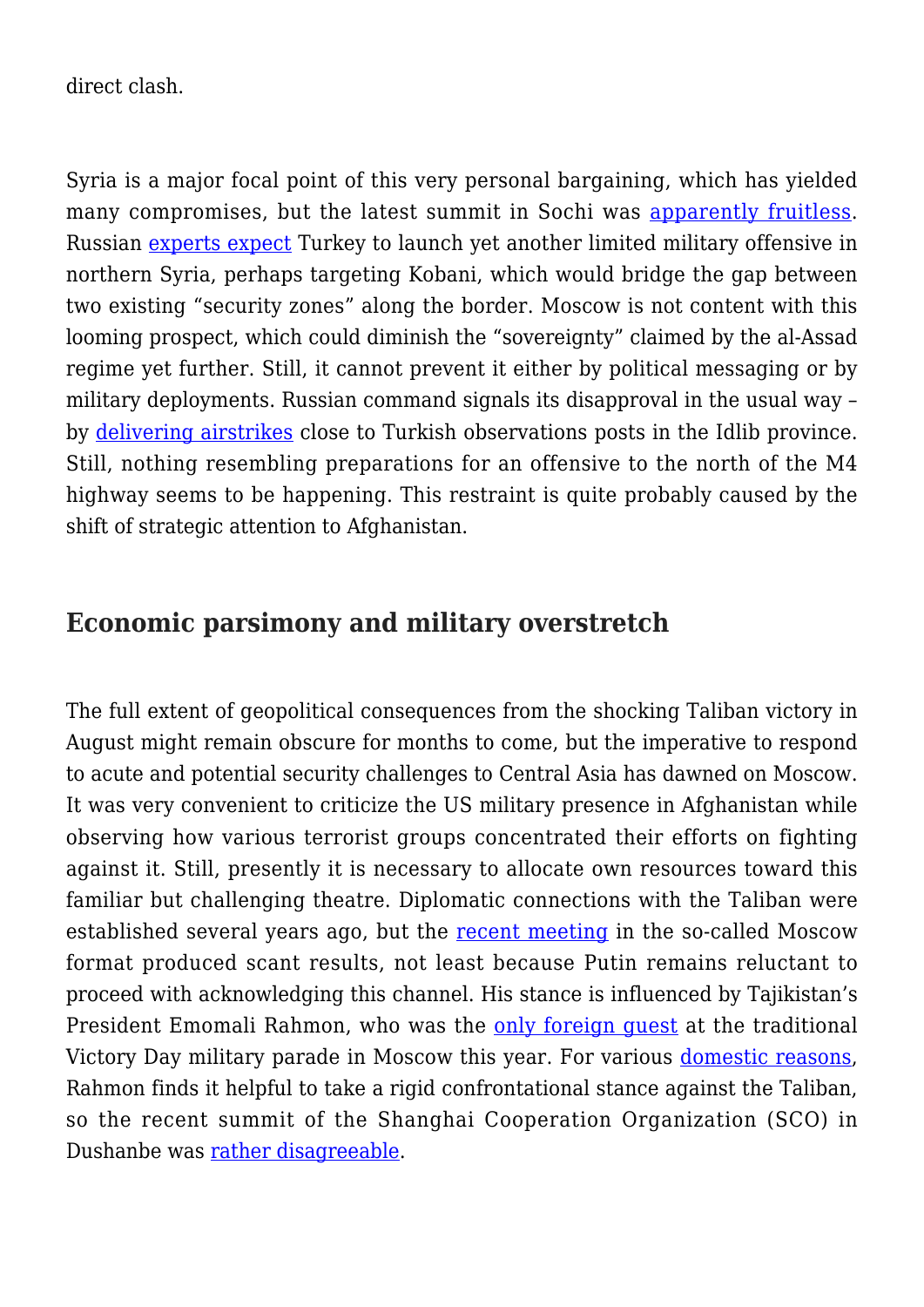direct clash.

Syria is a major focal point of this very personal bargaining, which has yielded many compromises, but the latest summit in Sochi was apparently fruitless. Russian experts expect Turkey to launch yet another limited military offensive in northern Syria, perhaps targeting Kobani, which would bridge the gap between two existing "security zones" along the border. Moscow is not content with this looming prospect, which could diminish the "sovereignty" claimed by the al-Assad regime yet further. Still, it cannot prevent it either by political messaging or by military deployments. Russian command signals its disapproval in the usual way – by delivering airstrikes close to Turkish observations posts in the Idlib province. Still, nothing resembling preparations for an offensive to the north of the M4 highway seems to be happening. This restraint is quite probably caused by the shift of strategic attention to Afghanistan.

## Economic parsimony and military overstretch

The full extent of geopolitical consequences from the shocking Taliban victory in August might remain obscure for months to come, but the imperative to respond to acute and potential security challenges to Central Asia has dawned on Moscow. It was very convenient to criticize the US military presence in Afghanistan while observing how various terrorist groups concentrated their efforts on fighting against it. Still, presently it is necessary to allocate own resources toward this familiar but challenging theatre. Diplomatic connections with the Taliban were established several years ago, but the recent meeting in the so-called Moscow format produced scant results, not least because Putin remains reluctant to proceed with acknowledging this channel. His stance is influenced by Tajikistan's President Emomali Rahmon, who was the only foreign guest at the traditional Victory Day military parade in Moscow this year. For various domestic reasons, Rahmon finds it helpful to take a rigid confrontational stance against the Taliban, so the recent summit of the Shanghai Cooperation Organization (SCO) in Dushanbe was rather disagreeable.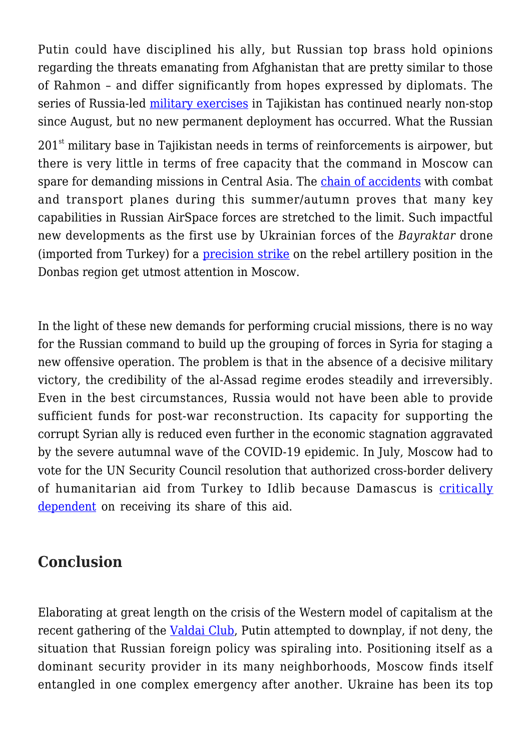Putin could have disciplined his ally, but Russian top brass hold opinions regarding the threats emanating from Afghanistan that are pretty similar to those of Rahmon – and differ significantly from hopes expressed by diplomats. The series of Russia-led military exercises in Tajikistan has continued nearly non-stop since August, but no new permanent deployment has occurred. What the Russian 201st military base in Tajikistan needs in terms of reinforcements is airpower, but there is very little in terms of free capacity that the command in Moscow can spare for demanding missions in Central Asia. The chain of accidents with combat and transport planes during this summer/autumn proves that many key capabilities in Russian AirSpace forces are stretched to the limit. Such impactful new developments as the first use by Ukrainian forces of the *Bayraktar* drone (imported from Turkey) for a precision strike on the rebel artillery position in the Donbas region get utmost attention in Moscow.

In the light of these new demands for performing crucial missions, there is no way for the Russian command to build up the grouping of forces in Syria for staging a new offensive operation. The problem is that in the absence of a decisive military victory, the credibility of the al-Assad regime erodes steadily and irreversibly. Even in the best circumstances, Russia would not have been able to provide sufficient funds for post-war reconstruction. Its capacity for supporting the corrupt Syrian ally is reduced even further in the economic stagnation aggravated by the severe autumnal wave of the COVID-19 epidemic. In July, Moscow had to vote for the UN Security Council resolution that authorized cross-border delivery of humanitarian aid from Turkey to Idlib because Damascus is critically dependent on receiving its share of this aid.

## Conclusion

Elaborating at great length on the crisis of the Western model of capitalism at the recent gathering of the Valdai Club, Putin attempted to downplay, if not deny, the situation that Russian foreign policy was spiraling into. Positioning itself as a dominant security provider in its many neighborhoods, Moscow finds itself entangled in one complex emergency after another. Ukraine has been its top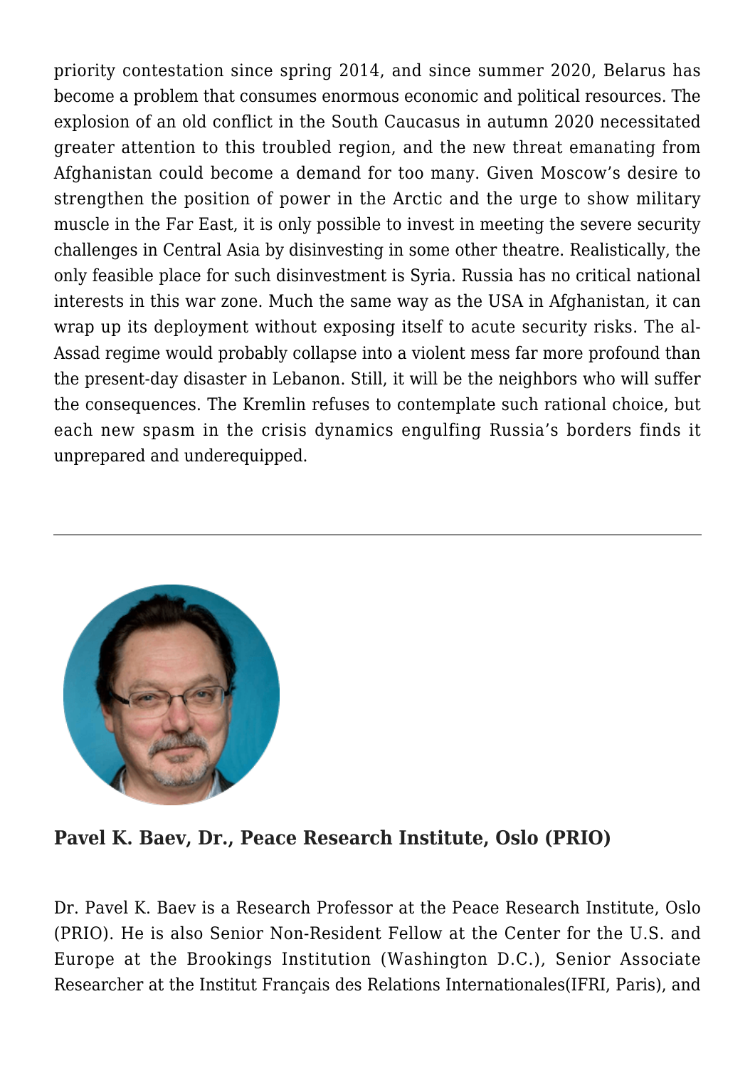priority contestation since spring 2014, and since summer 2020, Belarus has become a problem that consumes enormous economic and political resources. The explosion of an old conflict in the South Caucasus in autumn 2020 necessitated greater attention to this troubled region, and the new threat emanating from Afghanistan could become a demand for too many. Given Moscow's desire to strengthen the position of power in the Arctic and the urge to show military muscle in the Far East, it is only possible to invest in meeting the severe security challenges in Central Asia by disinvesting in some other theatre. Realistically, the only feasible place for such disinvestment is Syria. Russia has no critical national interests in this war zone. Much the same way as the USA in Afghanistan, it can wrap up its deployment without exposing itself to acute security risks. The al-Assad regime would probably collapse into a violent mess far more profound than the present-day disaster in Lebanon. Still, it will be the neighbors who will suffer the consequences. The Kremlin refuses to contemplate such rational choice, but each new spasm in the crisis dynamics engulfing Russia's borders finds it unprepared and underequipped.

---

**Pavel K. Baev, Dr., Peace Research Institute, Oslo (PRIO)**

Dr. Pavel K. Baev is a Research Professor at the Peace Research Institute, Oslo (PRIO). He is also Senior Non-Resident Fellow at the Center for the U.S. and Europe at the Brookings Institution (Washington D.C.), Senior Associate Researcher at the Institut Français des Relations Internationales(IFRI, Paris), and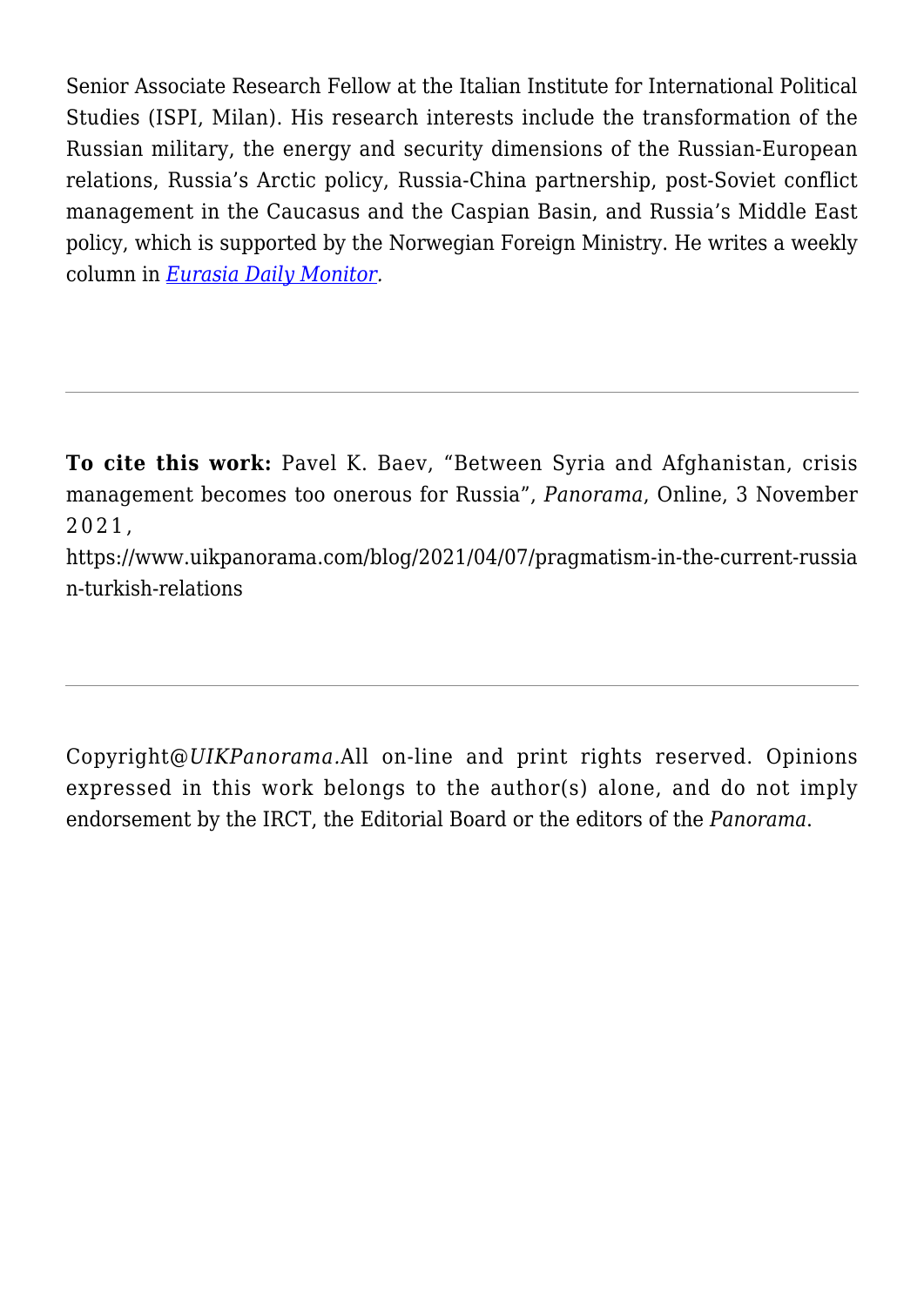Senior Associate Research Fellow at the Italian Institute for International Political Studies (ISPI, Milan). His research interests include the transformation of the Russian military, the energy and security dimensions of the Russian-European relations, Russia's Arctic policy, Russia-China partnership, post-Soviet conflict management in the Caucasus and the Caspian Basin, and Russia's Middle East policy, which is supported by the Norwegian Foreign Ministry. He writes a weekly column in *Eurasia Daily Monitor*.

---

**To cite this work:** Pavel K. Baev, "Between Syria and Afghanistan, crisis management becomes too onerous for Russia", *Panorama*, Online, 3 November 2021,
https://www.uikpanorama.com/blog/2021/04/07/pragmatism-in-the-current-russian-turkish-relations

---

Copyright@*UIKPanorama*.All on-line and print rights reserved. Opinions expressed in this work belongs to the author(s) alone, and do not imply endorsement by the IRCT, the Editorial Board or the editors of the *Panorama*.